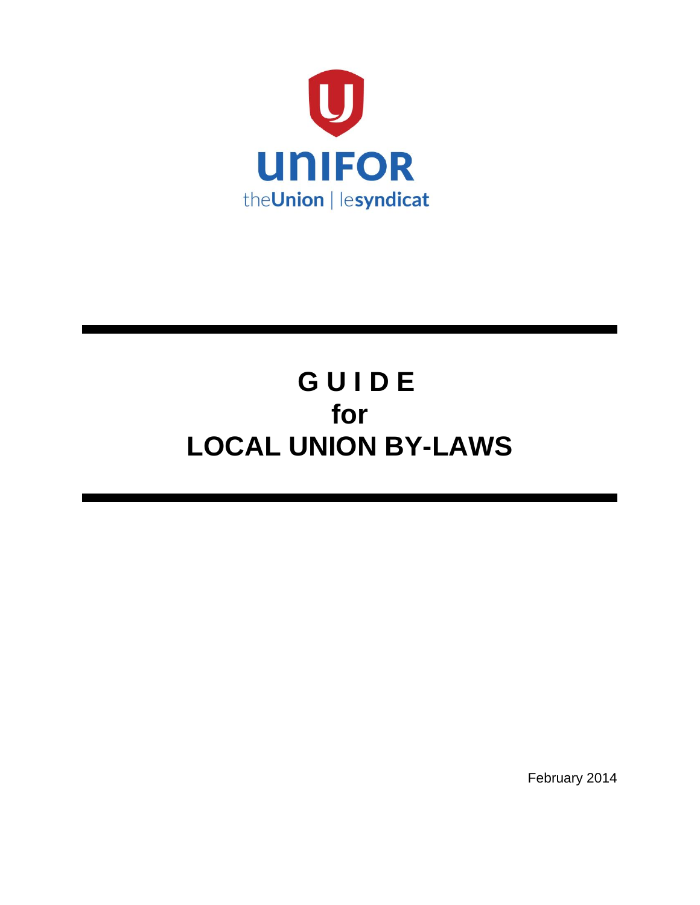UNIFOR

theUnion | lesyndicat

# G U I D E
# for
# LOCAL UNION BY-LAWS

February 2014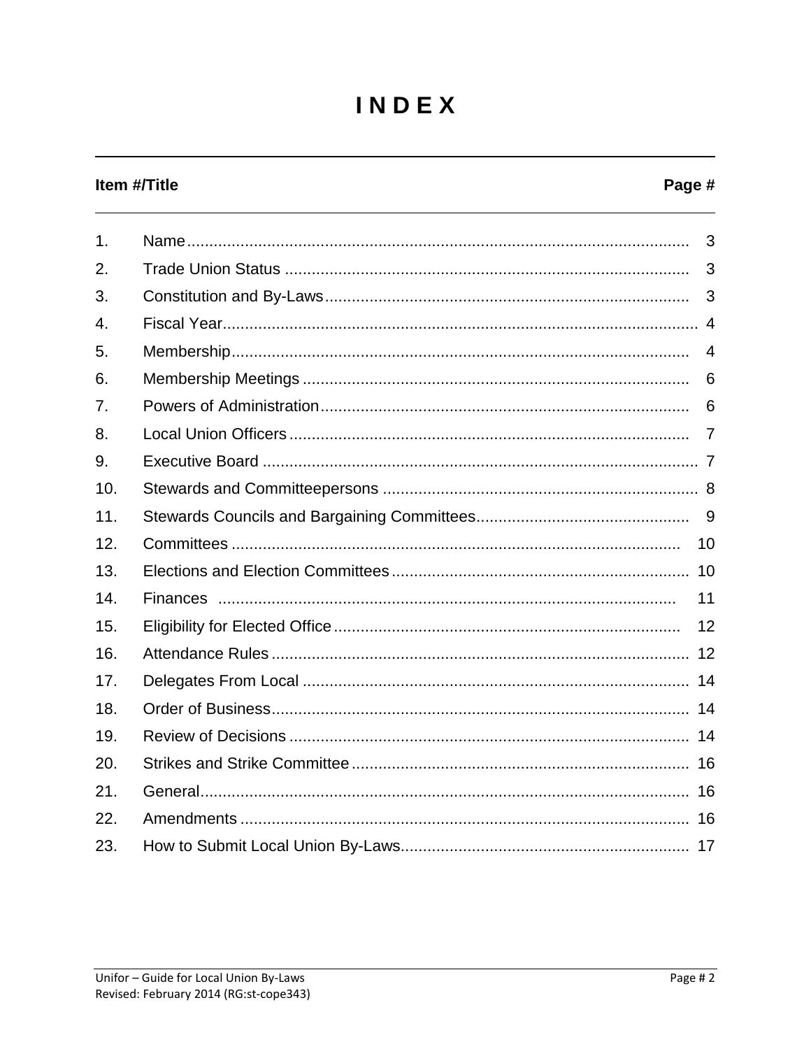# I N D E X

| Item #/Title | | Page # |
|---|---|---|
| 1. | Name | 3 |
| 2. | Trade Union Status | 3 |
| 3. | Constitution and By-Laws | 3 |
| 4. | Fiscal Year | 4 |
| 5. | Membership | 4 |
| 6. | Membership Meetings | 6 |
| 7. | Powers of Administration | 6 |
| 8. | Local Union Officers | 7 |
| 9. | Executive Board | 7 |
| 10. | Stewards and Committeepersons | 8 |
| 11. | Stewards Councils and Bargaining Committees | 9 |
| 12. | Committees | 10 |
| 13. | Elections and Election Committees | 10 |
| 14. | Finances | 11 |
| 15. | Eligibility for Elected Office | 12 |
| 16. | Attendance Rules | 12 |
| 17. | Delegates From Local | 14 |
| 18. | Order of Business | 14 |
| 19. | Review of Decisions | 14 |
| 20. | Strikes and Strike Committee | 16 |
| 21. | General | 16 |
| 22. | Amendments | 16 |
| 23. | How to Submit Local Union By-Laws | 17 |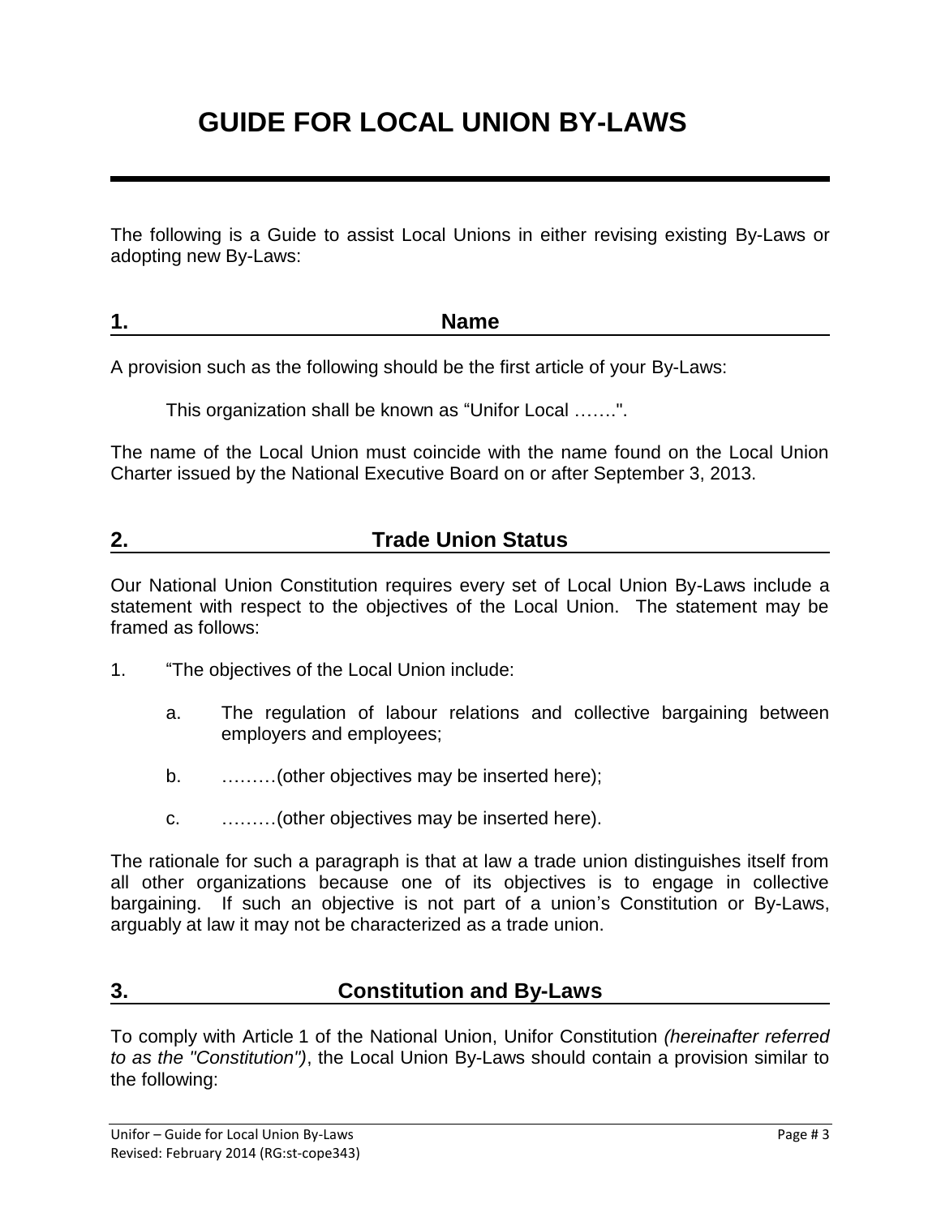# GUIDE FOR LOCAL UNION BY-LAWS

The following is a Guide to assist Local Unions in either revising existing By-Laws or adopting new By-Laws:

## 1. Name

A provision such as the following should be the first article of your By-Laws:

> This organization shall be known as "Unifor Local …….".

The name of the Local Union must coincide with the name found on the Local Union Charter issued by the National Executive Board on or after September 3, 2013.

## 2. Trade Union Status

Our National Union Constitution requires every set of Local Union By-Laws include a statement with respect to the objectives of the Local Union. The statement may be framed as follows:

1. "The objectives of the Local Union include:

    a. The regulation of labour relations and collective bargaining between employers and employees;

    b. ………(other objectives may be inserted here);

    c. ………(other objectives may be inserted here).

The rationale for such a paragraph is that at law a trade union distinguishes itself from all other organizations because one of its objectives is to engage in collective bargaining. If such an objective is not part of a union's Constitution or By-Laws, arguably at law it may not be characterized as a trade union.

## 3. Constitution and By-Laws

To comply with Article 1 of the National Union, Unifor Constitution *(hereinafter referred to as the "Constitution")*, the Local Union By-Laws should contain a provision similar to the following: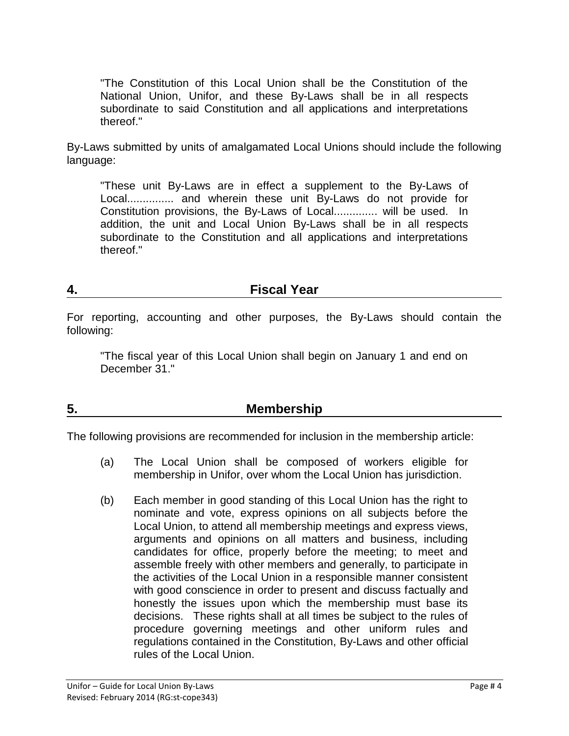"The Constitution of this Local Union shall be the Constitution of the National Union, Unifor, and these By-Laws shall be in all respects subordinate to said Constitution and all applications and interpretations thereof."

By-Laws submitted by units of amalgamated Local Unions should include the following language:

"These unit By-Laws are in effect a supplement to the By-Laws of Local............... and wherein these unit By-Laws do not provide for Constitution provisions, the By-Laws of Local.............. will be used. In addition, the unit and Local Union By-Laws shall be in all respects subordinate to the Constitution and all applications and interpretations thereof."

## 4. Fiscal Year

For reporting, accounting and other purposes, the By-Laws should contain the following:

"The fiscal year of this Local Union shall begin on January 1 and end on December 31."

## 5. Membership

The following provisions are recommended for inclusion in the membership article:

(a) The Local Union shall be composed of workers eligible for membership in Unifor, over whom the Local Union has jurisdiction.

(b) Each member in good standing of this Local Union has the right to nominate and vote, express opinions on all subjects before the Local Union, to attend all membership meetings and express views, arguments and opinions on all matters and business, including candidates for office, properly before the meeting; to meet and assemble freely with other members and generally, to participate in the activities of the Local Union in a responsible manner consistent with good conscience in order to present and discuss factually and honestly the issues upon which the membership must base its decisions. These rights shall at all times be subject to the rules of procedure governing meetings and other uniform rules and regulations contained in the Constitution, By-Laws and other official rules of the Local Union.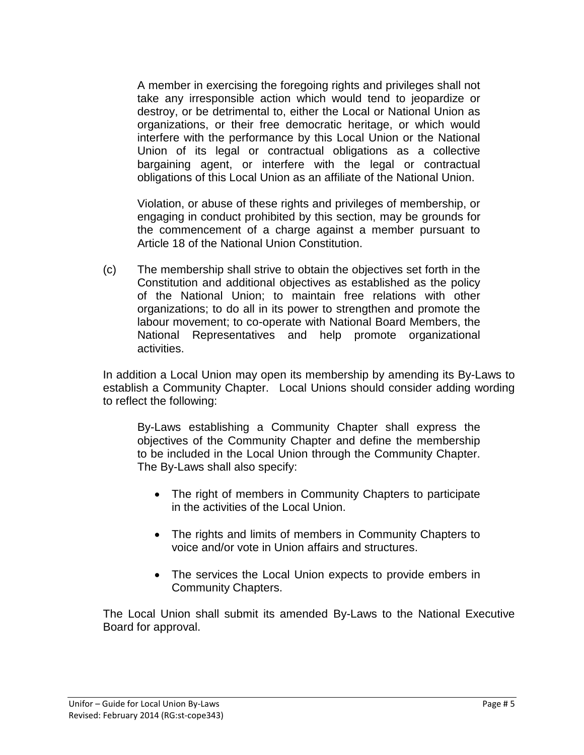A member in exercising the foregoing rights and privileges shall not take any irresponsible action which would tend to jeopardize or destroy, or be detrimental to, either the Local or National Union as organizations, or their free democratic heritage, or which would interfere with the performance by this Local Union or the National Union of its legal or contractual obligations as a collective bargaining agent, or interfere with the legal or contractual obligations of this Local Union as an affiliate of the National Union.

Violation, or abuse of these rights and privileges of membership, or engaging in conduct prohibited by this section, may be grounds for the commencement of a charge against a member pursuant to Article 18 of the National Union Constitution.

(c) The membership shall strive to obtain the objectives set forth in the Constitution and additional objectives as established as the policy of the National Union; to maintain free relations with other organizations; to do all in its power to strengthen and promote the labour movement; to co-operate with National Board Members, the National Representatives and help promote organizational activities.

In addition a Local Union may open its membership by amending its By-Laws to establish a Community Chapter. Local Unions should consider adding wording to reflect the following:

By-Laws establishing a Community Chapter shall express the objectives of the Community Chapter and define the membership to be included in the Local Union through the Community Chapter. The By-Laws shall also specify:

- The right of members in Community Chapters to participate in the activities of the Local Union.
- The rights and limits of members in Community Chapters to voice and/or vote in Union affairs and structures.
- The services the Local Union expects to provide embers in Community Chapters.

The Local Union shall submit its amended By-Laws to the National Executive Board for approval.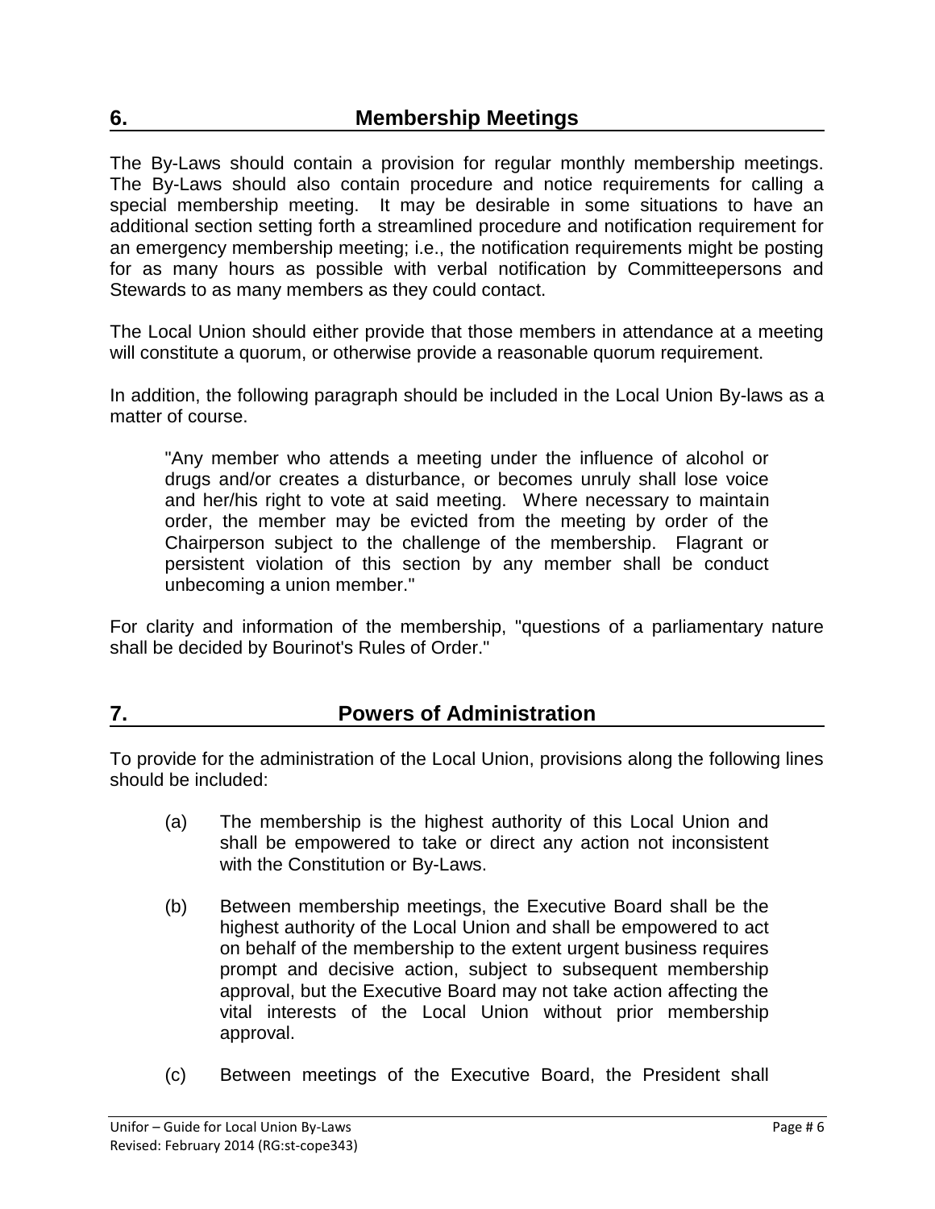## 6. Membership Meetings

The By-Laws should contain a provision for regular monthly membership meetings. The By-Laws should also contain procedure and notice requirements for calling a special membership meeting. It may be desirable in some situations to have an additional section setting forth a streamlined procedure and notification requirement for an emergency membership meeting; i.e., the notification requirements might be posting for as many hours as possible with verbal notification by Committeepersons and Stewards to as many members as they could contact.

The Local Union should either provide that those members in attendance at a meeting will constitute a quorum, or otherwise provide a reasonable quorum requirement.

In addition, the following paragraph should be included in the Local Union By-laws as a matter of course.

> "Any member who attends a meeting under the influence of alcohol or drugs and/or creates a disturbance, or becomes unruly shall lose voice and her/his right to vote at said meeting. Where necessary to maintain order, the member may be evicted from the meeting by order of the Chairperson subject to the challenge of the membership. Flagrant or persistent violation of this section by any member shall be conduct unbecoming a union member."

For clarity and information of the membership, "questions of a parliamentary nature shall be decided by Bourinot's Rules of Order."

## 7. Powers of Administration

To provide for the administration of the Local Union, provisions along the following lines should be included:

(a) The membership is the highest authority of this Local Union and shall be empowered to take or direct any action not inconsistent with the Constitution or By-Laws.

(b) Between membership meetings, the Executive Board shall be the highest authority of the Local Union and shall be empowered to act on behalf of the membership to the extent urgent business requires prompt and decisive action, subject to subsequent membership approval, but the Executive Board may not take action affecting the vital interests of the Local Union without prior membership approval.

(c) Between meetings of the Executive Board, the President shall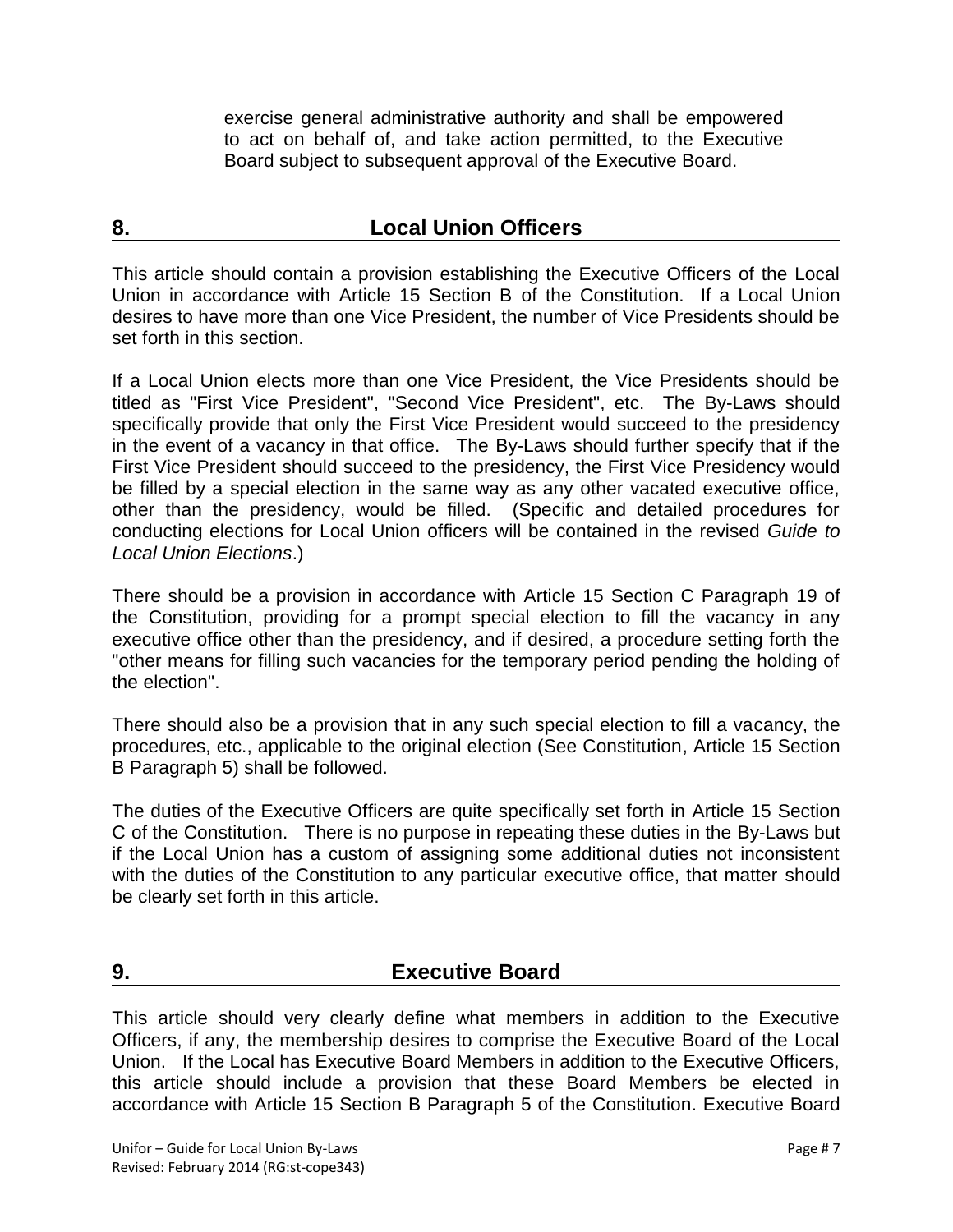exercise general administrative authority and shall be empowered to act on behalf of, and take action permitted, to the Executive Board subject to subsequent approval of the Executive Board.

## 8. Local Union Officers

This article should contain a provision establishing the Executive Officers of the Local Union in accordance with Article 15 Section B of the Constitution. If a Local Union desires to have more than one Vice President, the number of Vice Presidents should be set forth in this section.

If a Local Union elects more than one Vice President, the Vice Presidents should be titled as "First Vice President", "Second Vice President", etc. The By-Laws should specifically provide that only the First Vice President would succeed to the presidency in the event of a vacancy in that office. The By-Laws should further specify that if the First Vice President should succeed to the presidency, the First Vice Presidency would be filled by a special election in the same way as any other vacated executive office, other than the presidency, would be filled. (Specific and detailed procedures for conducting elections for Local Union officers will be contained in the revised *Guide to Local Union Elections*.)

There should be a provision in accordance with Article 15 Section C Paragraph 19 of the Constitution, providing for a prompt special election to fill the vacancy in any executive office other than the presidency, and if desired, a procedure setting forth the "other means for filling such vacancies for the temporary period pending the holding of the election".

There should also be a provision that in any such special election to fill a vacancy, the procedures, etc., applicable to the original election (See Constitution, Article 15 Section B Paragraph 5) shall be followed.

The duties of the Executive Officers are quite specifically set forth in Article 15 Section C of the Constitution. There is no purpose in repeating these duties in the By-Laws but if the Local Union has a custom of assigning some additional duties not inconsistent with the duties of the Constitution to any particular executive office, that matter should be clearly set forth in this article.

## 9. Executive Board

This article should very clearly define what members in addition to the Executive Officers, if any, the membership desires to comprise the Executive Board of the Local Union. If the Local has Executive Board Members in addition to the Executive Officers, this article should include a provision that these Board Members be elected in accordance with Article 15 Section B Paragraph 5 of the Constitution. Executive Board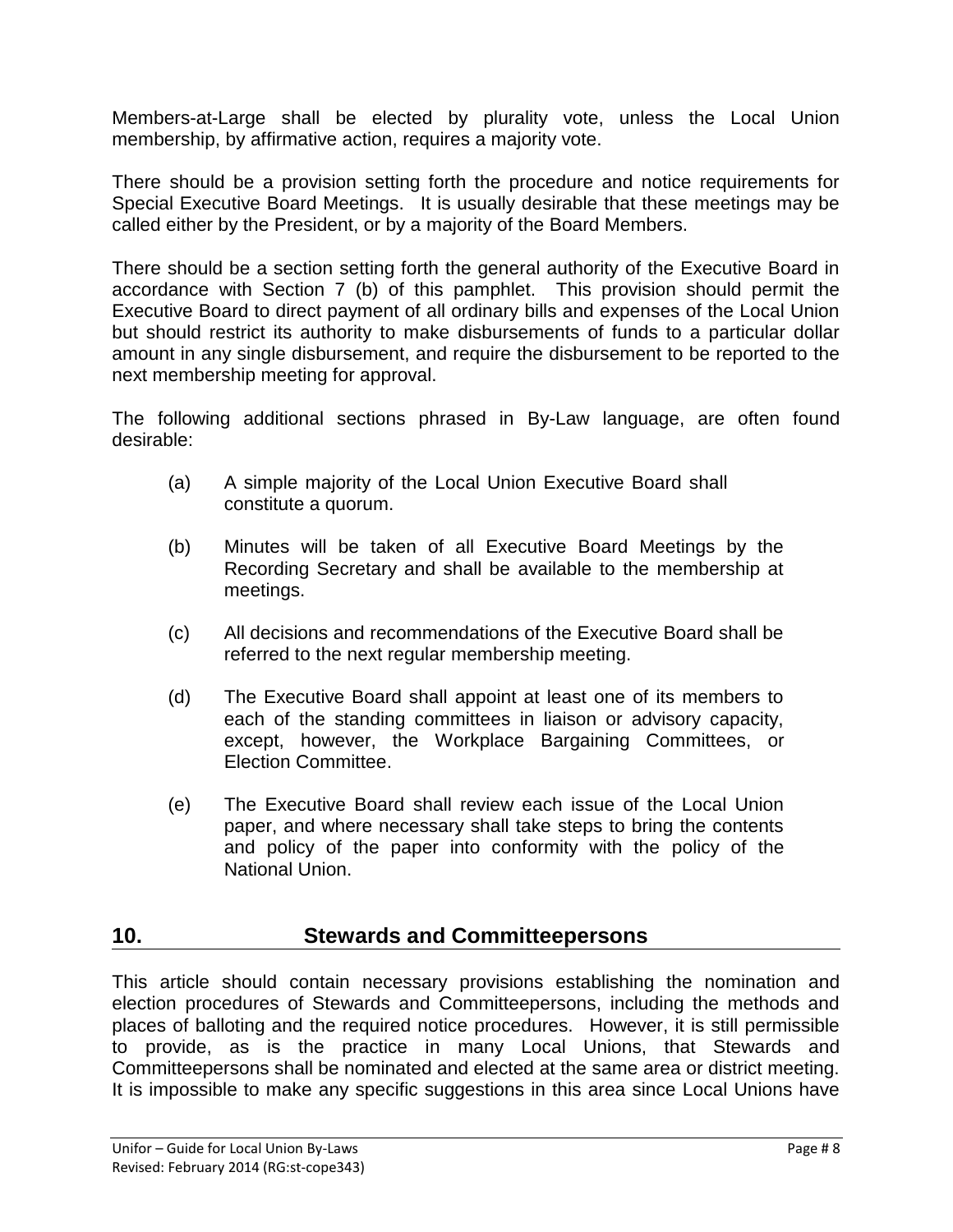Members-at-Large shall be elected by plurality vote, unless the Local Union membership, by affirmative action, requires a majority vote.

There should be a provision setting forth the procedure and notice requirements for Special Executive Board Meetings. It is usually desirable that these meetings may be called either by the President, or by a majority of the Board Members.

There should be a section setting forth the general authority of the Executive Board in accordance with Section 7 (b) of this pamphlet. This provision should permit the Executive Board to direct payment of all ordinary bills and expenses of the Local Union but should restrict its authority to make disbursements of funds to a particular dollar amount in any single disbursement, and require the disbursement to be reported to the next membership meeting for approval.

The following additional sections phrased in By-Law language, are often found desirable:

(a) A simple majority of the Local Union Executive Board shall constitute a quorum.

(b) Minutes will be taken of all Executive Board Meetings by the Recording Secretary and shall be available to the membership at meetings.

(c) All decisions and recommendations of the Executive Board shall be referred to the next regular membership meeting.

(d) The Executive Board shall appoint at least one of its members to each of the standing committees in liaison or advisory capacity, except, however, the Workplace Bargaining Committees, or Election Committee.

(e) The Executive Board shall review each issue of the Local Union paper, and where necessary shall take steps to bring the contents and policy of the paper into conformity with the policy of the National Union.

## 10. Stewards and Committeepersons

This article should contain necessary provisions establishing the nomination and election procedures of Stewards and Committeepersons, including the methods and places of balloting and the required notice procedures. However, it is still permissible to provide, as is the practice in many Local Unions, that Stewards and Committeepersons shall be nominated and elected at the same area or district meeting. It is impossible to make any specific suggestions in this area since Local Unions have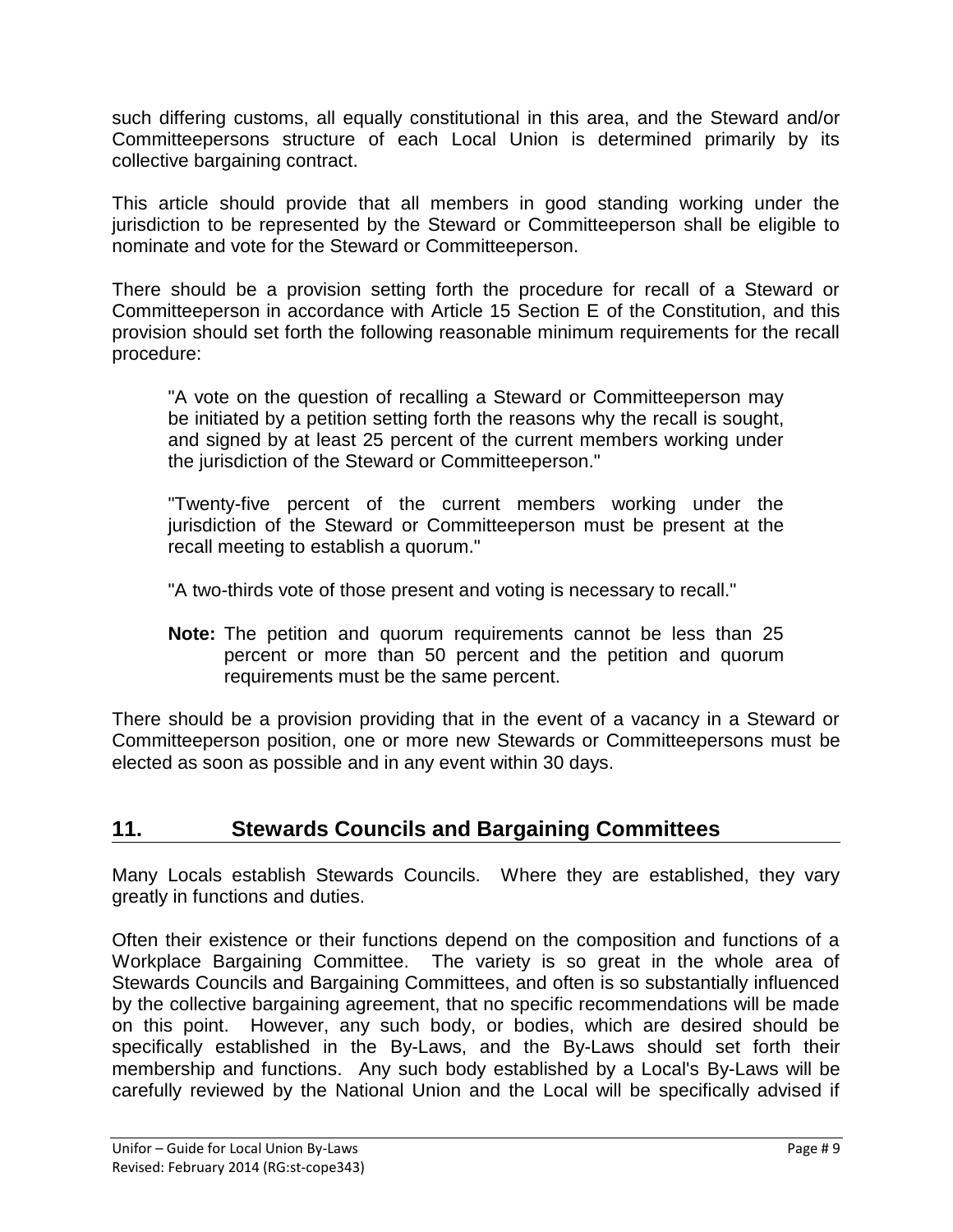such differing customs, all equally constitutional in this area, and the Steward and/or Committeepersons structure of each Local Union is determined primarily by its collective bargaining contract.

This article should provide that all members in good standing working under the jurisdiction to be represented by the Steward or Committeeperson shall be eligible to nominate and vote for the Steward or Committeeperson.

There should be a provision setting forth the procedure for recall of a Steward or Committeeperson in accordance with Article 15 Section E of the Constitution, and this provision should set forth the following reasonable minimum requirements for the recall procedure:

> "A vote on the question of recalling a Steward or Committeeperson may be initiated by a petition setting forth the reasons why the recall is sought, and signed by at least 25 percent of the current members working under the jurisdiction of the Steward or Committeeperson."
>
> "Twenty-five percent of the current members working under the jurisdiction of the Steward or Committeeperson must be present at the recall meeting to establish a quorum."
>
> "A two-thirds vote of those present and voting is necessary to recall."
>
> **Note:** The petition and quorum requirements cannot be less than 25 percent or more than 50 percent and the petition and quorum requirements must be the same percent.

There should be a provision providing that in the event of a vacancy in a Steward or Committeeperson position, one or more new Stewards or Committeepersons must be elected as soon as possible and in any event within 30 days.

## 11. Stewards Councils and Bargaining Committees

Many Locals establish Stewards Councils. Where they are established, they vary greatly in functions and duties.

Often their existence or their functions depend on the composition and functions of a Workplace Bargaining Committee. The variety is so great in the whole area of Stewards Councils and Bargaining Committees, and often is so substantially influenced by the collective bargaining agreement, that no specific recommendations will be made on this point. However, any such body, or bodies, which are desired should be specifically established in the By-Laws, and the By-Laws should set forth their membership and functions. Any such body established by a Local's By-Laws will be carefully reviewed by the National Union and the Local will be specifically advised if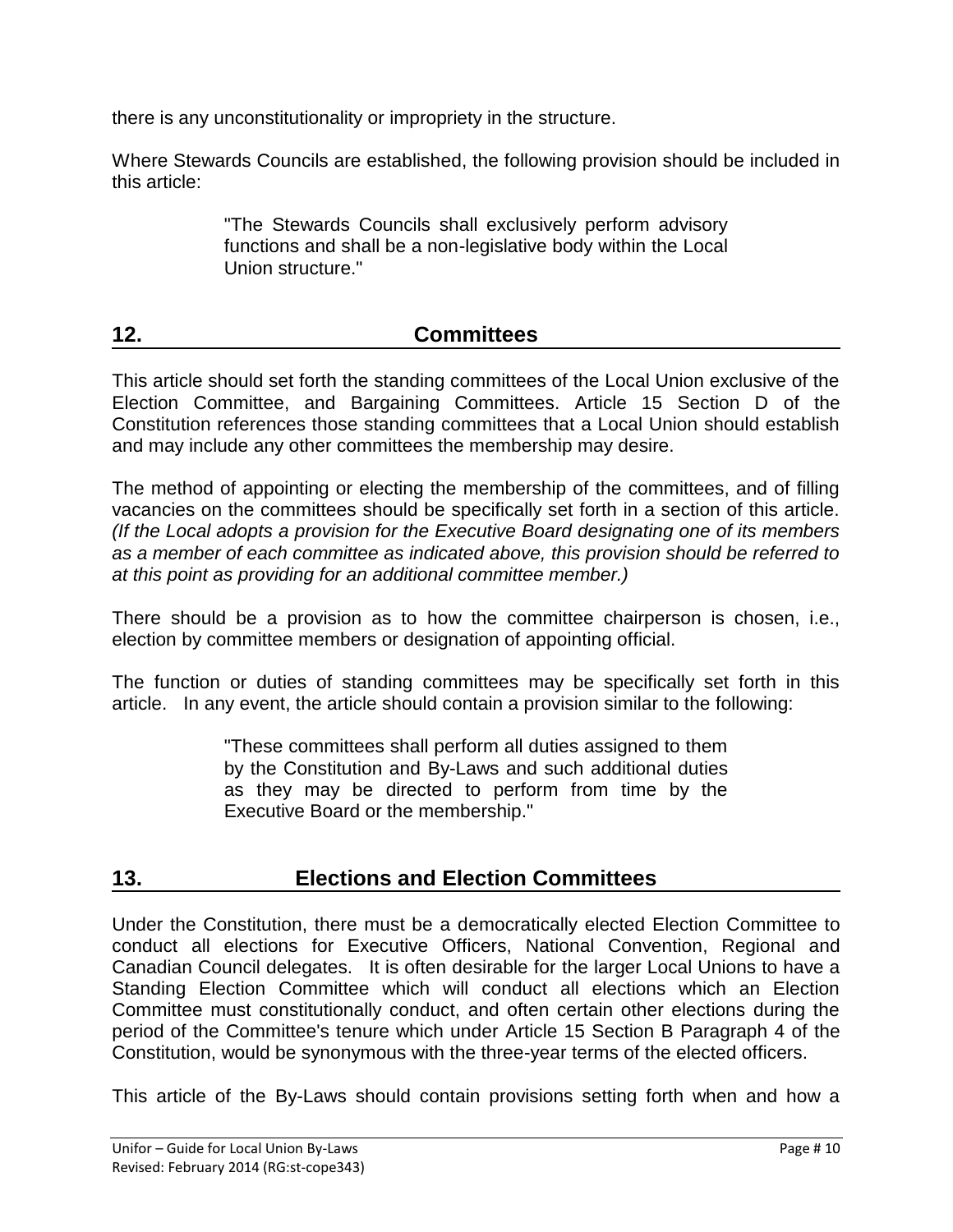there is any unconstitutionality or impropriety in the structure.

Where Stewards Councils are established, the following provision should be included in this article:

> "The Stewards Councils shall exclusively perform advisory functions and shall be a non-legislative body within the Local Union structure."

## 12. Committees

This article should set forth the standing committees of the Local Union exclusive of the Election Committee, and Bargaining Committees. Article 15 Section D of the Constitution references those standing committees that a Local Union should establish and may include any other committees the membership may desire.

The method of appointing or electing the membership of the committees, and of filling vacancies on the committees should be specifically set forth in a section of this article. *(If the Local adopts a provision for the Executive Board designating one of its members as a member of each committee as indicated above, this provision should be referred to at this point as providing for an additional committee member.)*

There should be a provision as to how the committee chairperson is chosen, i.e., election by committee members or designation of appointing official.

The function or duties of standing committees may be specifically set forth in this article. In any event, the article should contain a provision similar to the following:

> "These committees shall perform all duties assigned to them by the Constitution and By-Laws and such additional duties as they may be directed to perform from time by the Executive Board or the membership."

## 13. Elections and Election Committees

Under the Constitution, there must be a democratically elected Election Committee to conduct all elections for Executive Officers, National Convention, Regional and Canadian Council delegates. It is often desirable for the larger Local Unions to have a Standing Election Committee which will conduct all elections which an Election Committee must constitutionally conduct, and often certain other elections during the period of the Committee's tenure which under Article 15 Section B Paragraph 4 of the Constitution, would be synonymous with the three-year terms of the elected officers.

This article of the By-Laws should contain provisions setting forth when and how a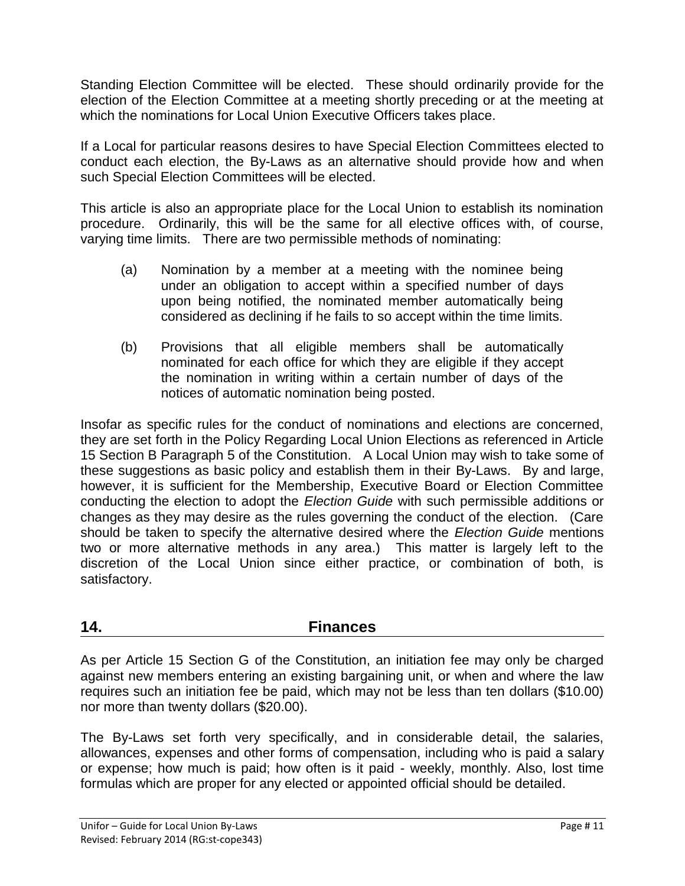Standing Election Committee will be elected. These should ordinarily provide for the election of the Election Committee at a meeting shortly preceding or at the meeting at which the nominations for Local Union Executive Officers takes place.

If a Local for particular reasons desires to have Special Election Committees elected to conduct each election, the By-Laws as an alternative should provide how and when such Special Election Committees will be elected.

This article is also an appropriate place for the Local Union to establish its nomination procedure. Ordinarily, this will be the same for all elective offices with, of course, varying time limits. There are two permissible methods of nominating:

(a) Nomination by a member at a meeting with the nominee being under an obligation to accept within a specified number of days upon being notified, the nominated member automatically being considered as declining if he fails to so accept within the time limits.

(b) Provisions that all eligible members shall be automatically nominated for each office for which they are eligible if they accept the nomination in writing within a certain number of days of the notices of automatic nomination being posted.

Insofar as specific rules for the conduct of nominations and elections are concerned, they are set forth in the Policy Regarding Local Union Elections as referenced in Article 15 Section B Paragraph 5 of the Constitution. A Local Union may wish to take some of these suggestions as basic policy and establish them in their By-Laws. By and large, however, it is sufficient for the Membership, Executive Board or Election Committee conducting the election to adopt the *Election Guide* with such permissible additions or changes as they may desire as the rules governing the conduct of the election. (Care should be taken to specify the alternative desired where the *Election Guide* mentions two or more alternative methods in any area.) This matter is largely left to the discretion of the Local Union since either practice, or combination of both, is satisfactory.

## 14. Finances

As per Article 15 Section G of the Constitution, an initiation fee may only be charged against new members entering an existing bargaining unit, or when and where the law requires such an initiation fee be paid, which may not be less than ten dollars ($10.00) nor more than twenty dollars ($20.00).

The By-Laws set forth very specifically, and in considerable detail, the salaries, allowances, expenses and other forms of compensation, including who is paid a salary or expense; how much is paid; how often is it paid - weekly, monthly. Also, lost time formulas which are proper for any elected or appointed official should be detailed.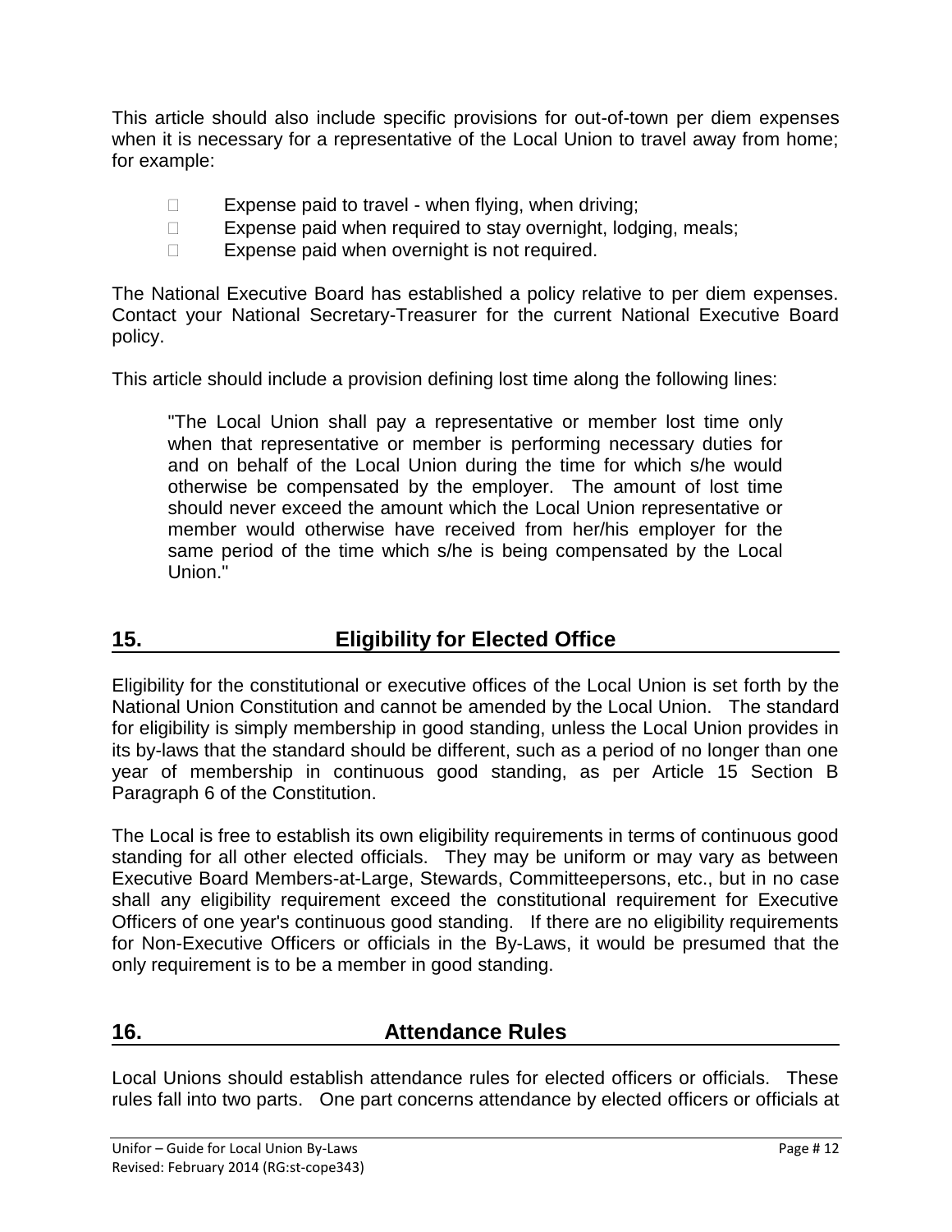This article should also include specific provisions for out-of-town per diem expenses when it is necessary for a representative of the Local Union to travel away from home; for example:

- Expense paid to travel - when flying, when driving;
- Expense paid when required to stay overnight, lodging, meals;
- Expense paid when overnight is not required.

The National Executive Board has established a policy relative to per diem expenses. Contact your National Secretary-Treasurer for the current National Executive Board policy.

This article should include a provision defining lost time along the following lines:

> "The Local Union shall pay a representative or member lost time only when that representative or member is performing necessary duties for and on behalf of the Local Union during the time for which s/he would otherwise be compensated by the employer. The amount of lost time should never exceed the amount which the Local Union representative or member would otherwise have received from her/his employer for the same period of the time which s/he is being compensated by the Local Union."

## 15. Eligibility for Elected Office

Eligibility for the constitutional or executive offices of the Local Union is set forth by the National Union Constitution and cannot be amended by the Local Union. The standard for eligibility is simply membership in good standing, unless the Local Union provides in its by-laws that the standard should be different, such as a period of no longer than one year of membership in continuous good standing, as per Article 15 Section B Paragraph 6 of the Constitution.

The Local is free to establish its own eligibility requirements in terms of continuous good standing for all other elected officials. They may be uniform or may vary as between Executive Board Members-at-Large, Stewards, Committeepersons, etc., but in no case shall any eligibility requirement exceed the constitutional requirement for Executive Officers of one year's continuous good standing. If there are no eligibility requirements for Non-Executive Officers or officials in the By-Laws, it would be presumed that the only requirement is to be a member in good standing.

## 16. Attendance Rules

Local Unions should establish attendance rules for elected officers or officials. These rules fall into two parts. One part concerns attendance by elected officers or officials at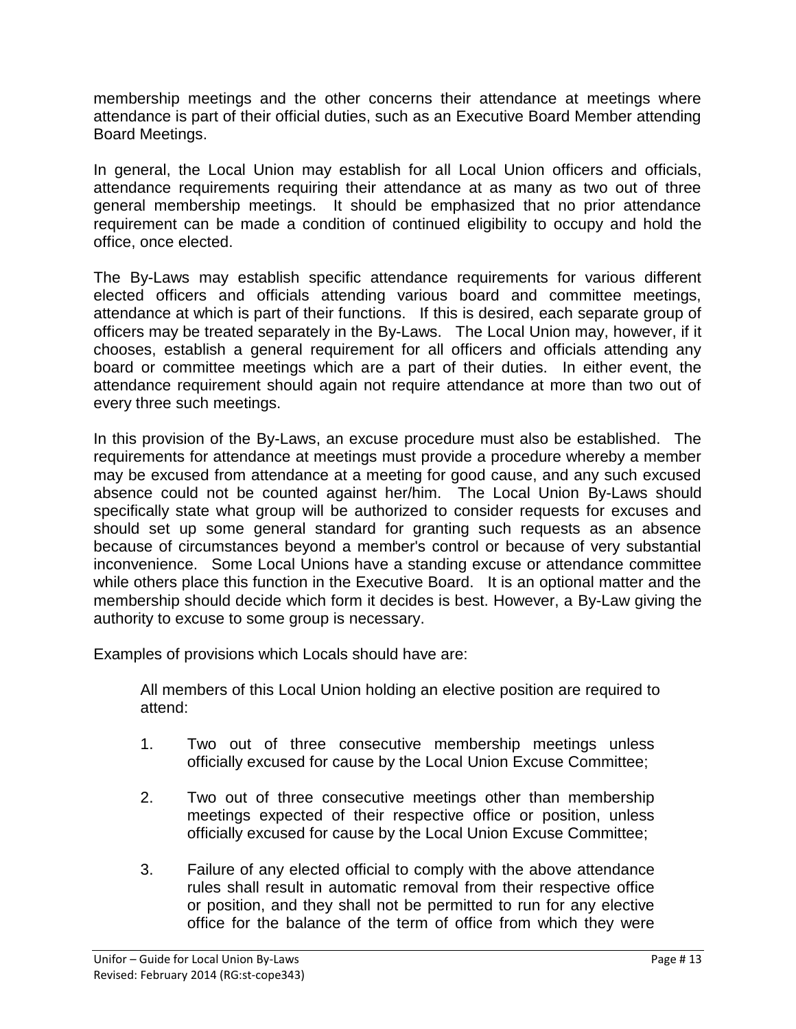membership meetings and the other concerns their attendance at meetings where attendance is part of their official duties, such as an Executive Board Member attending Board Meetings.

In general, the Local Union may establish for all Local Union officers and officials, attendance requirements requiring their attendance at as many as two out of three general membership meetings. It should be emphasized that no prior attendance requirement can be made a condition of continued eligibility to occupy and hold the office, once elected.

The By-Laws may establish specific attendance requirements for various different elected officers and officials attending various board and committee meetings, attendance at which is part of their functions. If this is desired, each separate group of officers may be treated separately in the By-Laws. The Local Union may, however, if it chooses, establish a general requirement for all officers and officials attending any board or committee meetings which are a part of their duties. In either event, the attendance requirement should again not require attendance at more than two out of every three such meetings.

In this provision of the By-Laws, an excuse procedure must also be established. The requirements for attendance at meetings must provide a procedure whereby a member may be excused from attendance at a meeting for good cause, and any such excused absence could not be counted against her/him. The Local Union By-Laws should specifically state what group will be authorized to consider requests for excuses and should set up some general standard for granting such requests as an absence because of circumstances beyond a member's control or because of very substantial inconvenience. Some Local Unions have a standing excuse or attendance committee while others place this function in the Executive Board. It is an optional matter and the membership should decide which form it decides is best. However, a By-Law giving the authority to excuse to some group is necessary.

Examples of provisions which Locals should have are:

> All members of this Local Union holding an elective position are required to attend:
>
> 1. Two out of three consecutive membership meetings unless officially excused for cause by the Local Union Excuse Committee;
>
> 2. Two out of three consecutive meetings other than membership meetings expected of their respective office or position, unless officially excused for cause by the Local Union Excuse Committee;
>
> 3. Failure of any elected official to comply with the above attendance rules shall result in automatic removal from their respective office or position, and they shall not be permitted to run for any elective office for the balance of the term of office from which they were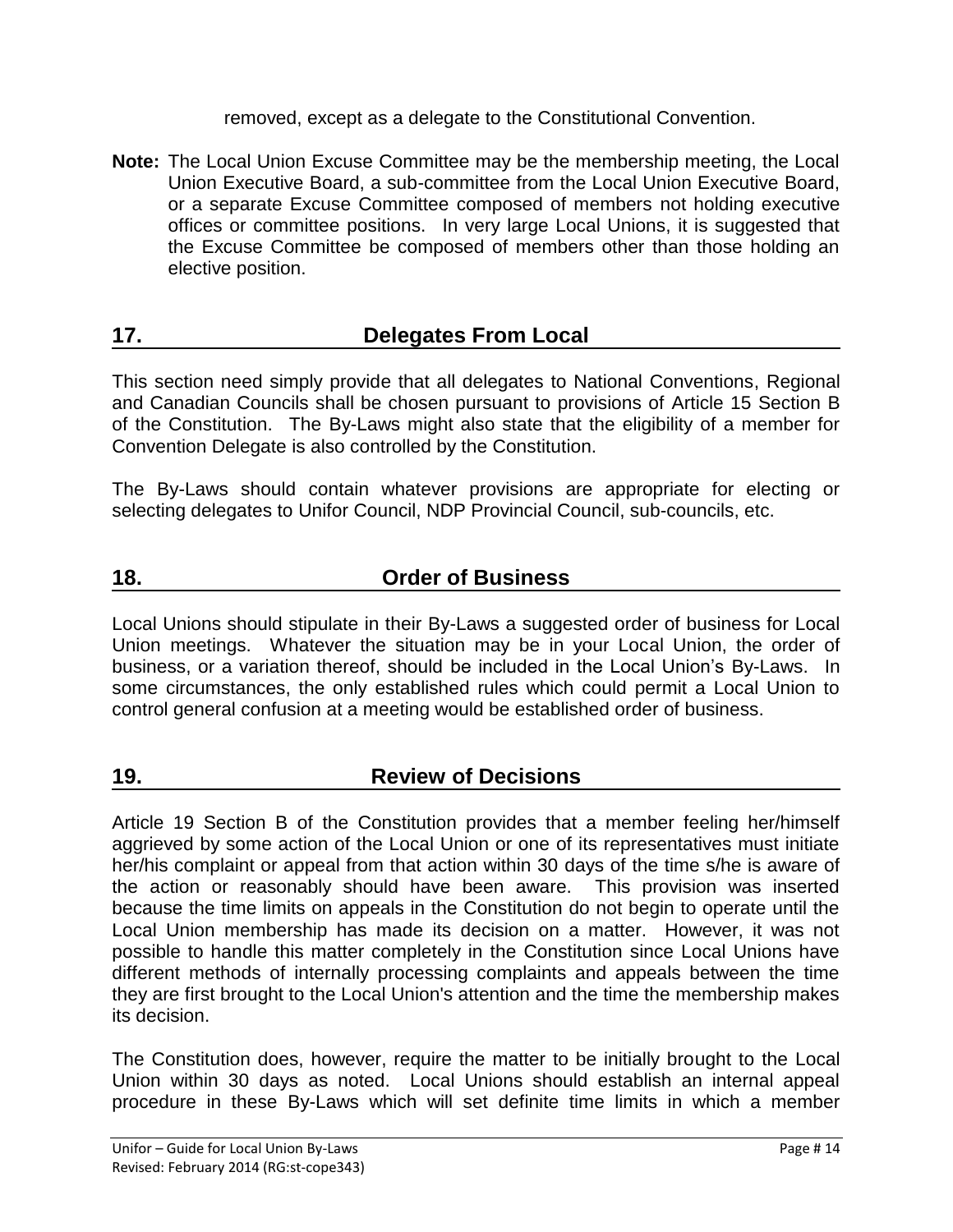removed, except as a delegate to the Constitutional Convention.

**Note:** The Local Union Excuse Committee may be the membership meeting, the Local Union Executive Board, a sub-committee from the Local Union Executive Board, or a separate Excuse Committee composed of members not holding executive offices or committee positions. In very large Local Unions, it is suggested that the Excuse Committee be composed of members other than those holding an elective position.

## 17. Delegates From Local

This section need simply provide that all delegates to National Conventions, Regional and Canadian Councils shall be chosen pursuant to provisions of Article 15 Section B of the Constitution. The By-Laws might also state that the eligibility of a member for Convention Delegate is also controlled by the Constitution.

The By-Laws should contain whatever provisions are appropriate for electing or selecting delegates to Unifor Council, NDP Provincial Council, sub-councils, etc.

## 18. Order of Business

Local Unions should stipulate in their By-Laws a suggested order of business for Local Union meetings. Whatever the situation may be in your Local Union, the order of business, or a variation thereof, should be included in the Local Union's By-Laws. In some circumstances, the only established rules which could permit a Local Union to control general confusion at a meeting would be established order of business.

## 19. Review of Decisions

Article 19 Section B of the Constitution provides that a member feeling her/himself aggrieved by some action of the Local Union or one of its representatives must initiate her/his complaint or appeal from that action within 30 days of the time s/he is aware of the action or reasonably should have been aware. This provision was inserted because the time limits on appeals in the Constitution do not begin to operate until the Local Union membership has made its decision on a matter. However, it was not possible to handle this matter completely in the Constitution since Local Unions have different methods of internally processing complaints and appeals between the time they are first brought to the Local Union's attention and the time the membership makes its decision.

The Constitution does, however, require the matter to be initially brought to the Local Union within 30 days as noted. Local Unions should establish an internal appeal procedure in these By-Laws which will set definite time limits in which a member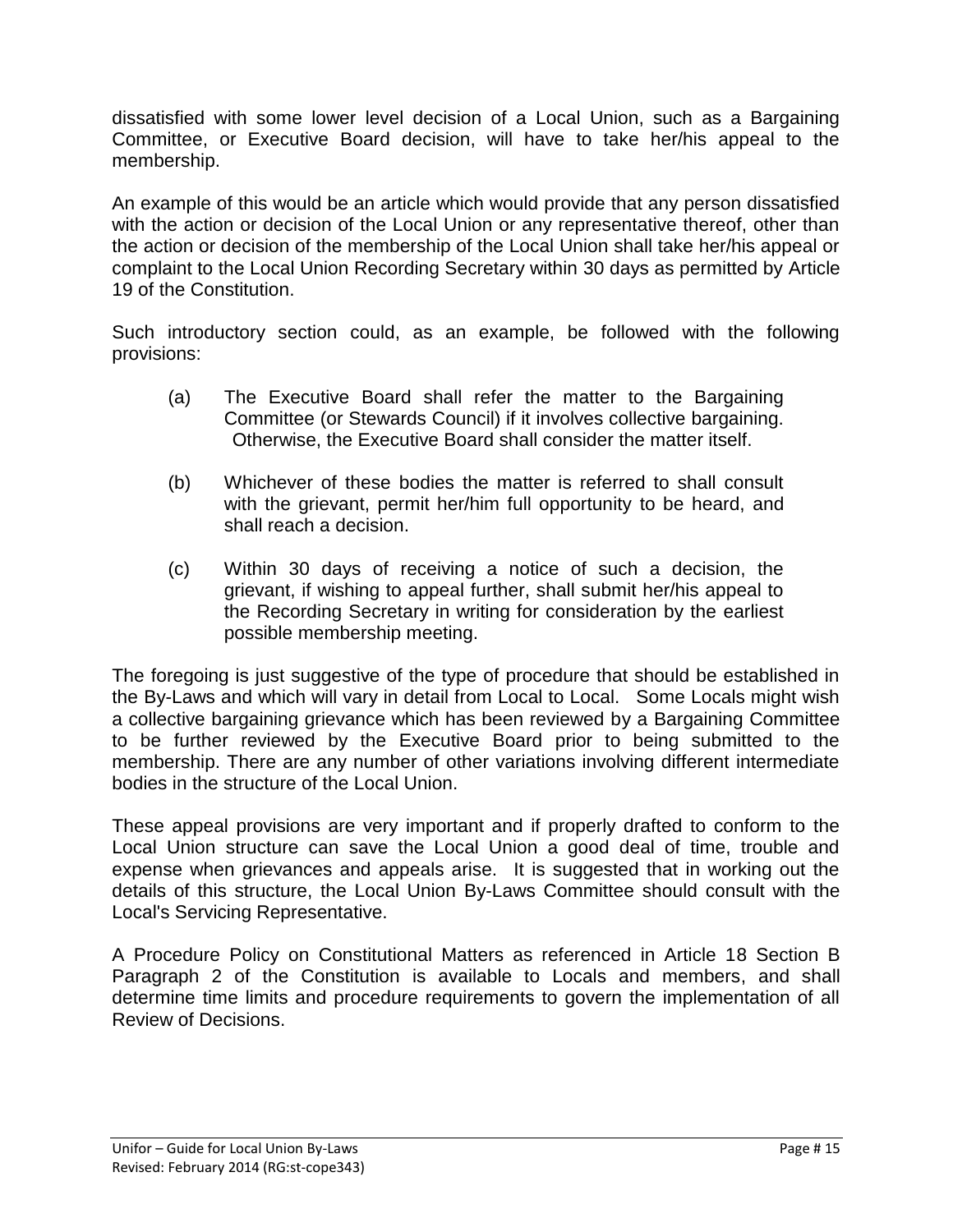dissatisfied with some lower level decision of a Local Union, such as a Bargaining Committee, or Executive Board decision, will have to take her/his appeal to the membership.

An example of this would be an article which would provide that any person dissatisfied with the action or decision of the Local Union or any representative thereof, other than the action or decision of the membership of the Local Union shall take her/his appeal or complaint to the Local Union Recording Secretary within 30 days as permitted by Article 19 of the Constitution.

Such introductory section could, as an example, be followed with the following provisions:

(a) The Executive Board shall refer the matter to the Bargaining Committee (or Stewards Council) if it involves collective bargaining. Otherwise, the Executive Board shall consider the matter itself.

(b) Whichever of these bodies the matter is referred to shall consult with the grievant, permit her/him full opportunity to be heard, and shall reach a decision.

(c) Within 30 days of receiving a notice of such a decision, the grievant, if wishing to appeal further, shall submit her/his appeal to the Recording Secretary in writing for consideration by the earliest possible membership meeting.

The foregoing is just suggestive of the type of procedure that should be established in the By-Laws and which will vary in detail from Local to Local. Some Locals might wish a collective bargaining grievance which has been reviewed by a Bargaining Committee to be further reviewed by the Executive Board prior to being submitted to the membership. There are any number of other variations involving different intermediate bodies in the structure of the Local Union.

These appeal provisions are very important and if properly drafted to conform to the Local Union structure can save the Local Union a good deal of time, trouble and expense when grievances and appeals arise. It is suggested that in working out the details of this structure, the Local Union By-Laws Committee should consult with the Local's Servicing Representative.

A Procedure Policy on Constitutional Matters as referenced in Article 18 Section B Paragraph 2 of the Constitution is available to Locals and members, and shall determine time limits and procedure requirements to govern the implementation of all Review of Decisions.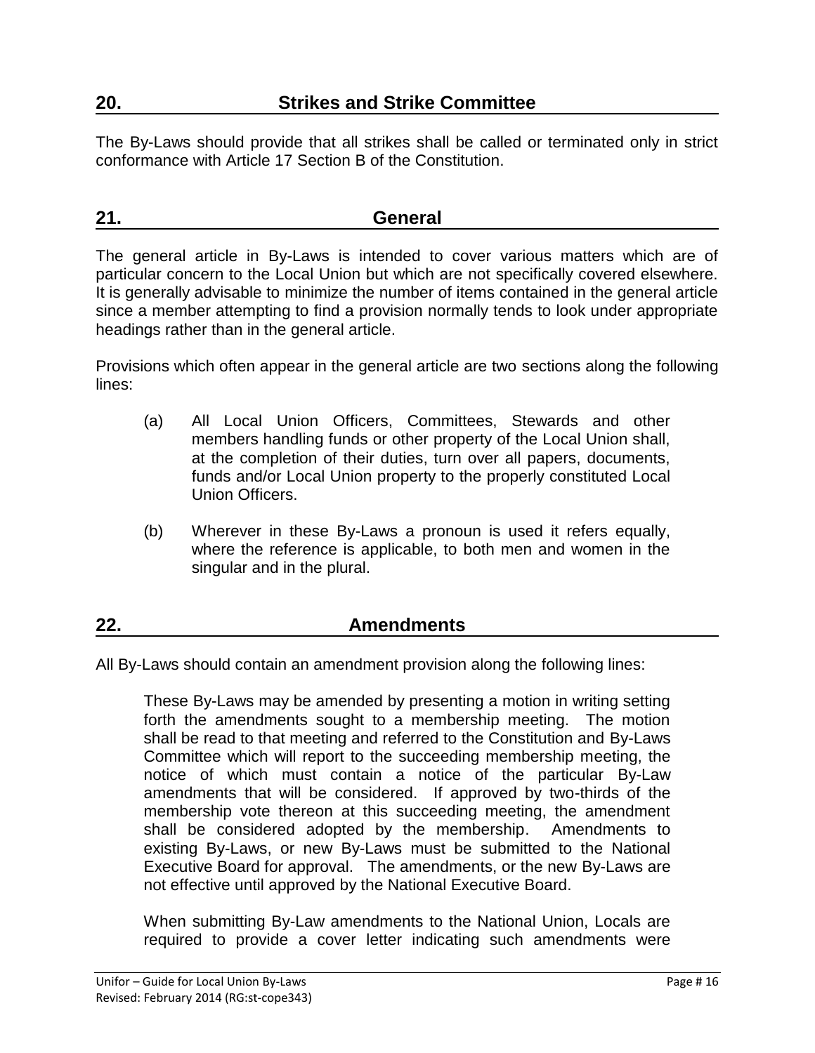## 20. Strikes and Strike Committee

The By-Laws should provide that all strikes shall be called or terminated only in strict conformance with Article 17 Section B of the Constitution.

## 21. General

The general article in By-Laws is intended to cover various matters which are of particular concern to the Local Union but which are not specifically covered elsewhere. It is generally advisable to minimize the number of items contained in the general article since a member attempting to find a provision normally tends to look under appropriate headings rather than in the general article.

Provisions which often appear in the general article are two sections along the following lines:

(a) All Local Union Officers, Committees, Stewards and other members handling funds or other property of the Local Union shall, at the completion of their duties, turn over all papers, documents, funds and/or Local Union property to the properly constituted Local Union Officers.

(b) Wherever in these By-Laws a pronoun is used it refers equally, where the reference is applicable, to both men and women in the singular and in the plural.

## 22. Amendments

All By-Laws should contain an amendment provision along the following lines:

> These By-Laws may be amended by presenting a motion in writing setting forth the amendments sought to a membership meeting. The motion shall be read to that meeting and referred to the Constitution and By-Laws Committee which will report to the succeeding membership meeting, the notice of which must contain a notice of the particular By-Law amendments that will be considered. If approved by two-thirds of the membership vote thereon at this succeeding meeting, the amendment shall be considered adopted by the membership. Amendments to existing By-Laws, or new By-Laws must be submitted to the National Executive Board for approval. The amendments, or the new By-Laws are not effective until approved by the National Executive Board.
>
> When submitting By-Law amendments to the National Union, Locals are required to provide a cover letter indicating such amendments were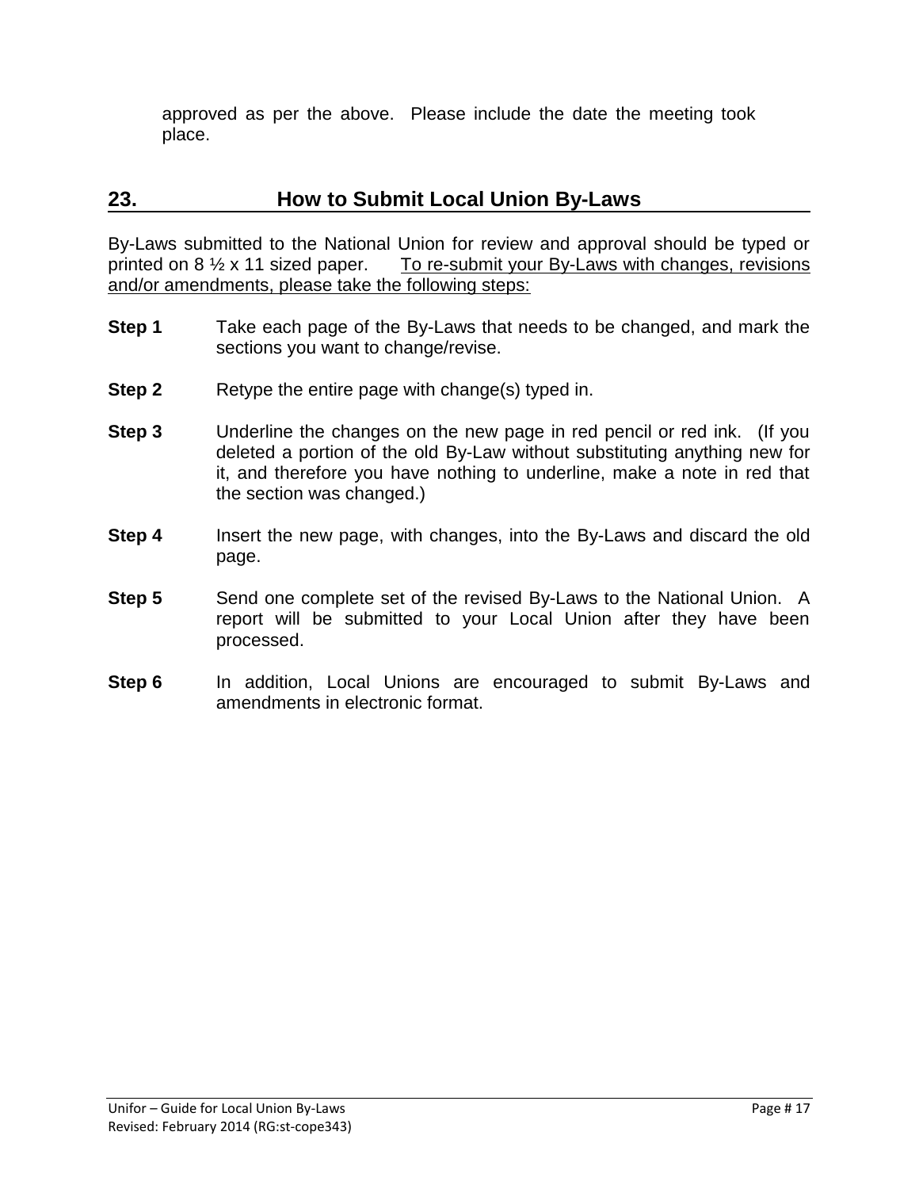approved as per the above. Please include the date the meeting took place.

## 23. How to Submit Local Union By-Laws

By-Laws submitted to the National Union for review and approval should be typed or printed on 8 ½ x 11 sized paper. <u>To re-submit your By-Laws with changes, revisions and/or amendments, please take the following steps:</u>

**Step 1** Take each page of the By-Laws that needs to be changed, and mark the sections you want to change/revise.

**Step 2** Retype the entire page with change(s) typed in.

**Step 3** Underline the changes on the new page in red pencil or red ink. (If you deleted a portion of the old By-Law without substituting anything new for it, and therefore you have nothing to underline, make a note in red that the section was changed.)

**Step 4** Insert the new page, with changes, into the By-Laws and discard the old page.

**Step 5** Send one complete set of the revised By-Laws to the National Union. A report will be submitted to your Local Union after they have been processed.

**Step 6** In addition, Local Unions are encouraged to submit By-Laws and amendments in electronic format.